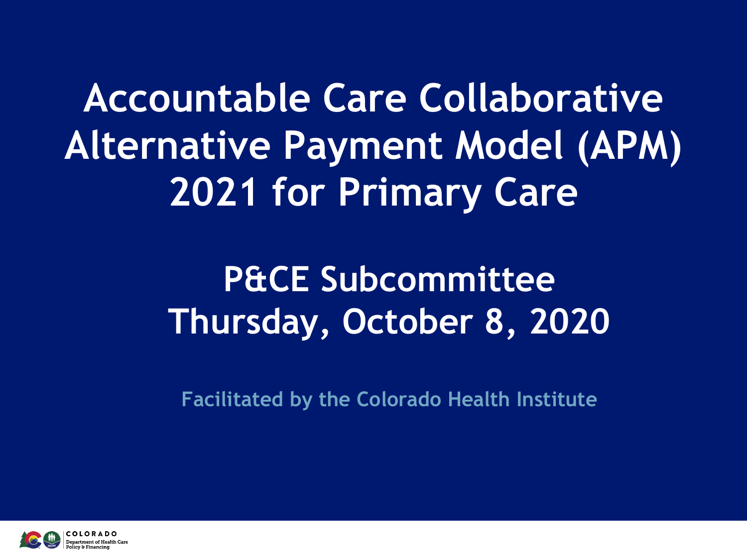# Accountable Care Collaborative Alternative Payment Model (APM) 2021 for Primary Care

## P&CE Subcommittee
## Thursday, October 8, 2020

**Facilitated by the Colorado Health Institute**

COLORADO
Department of Health Care Policy & Financing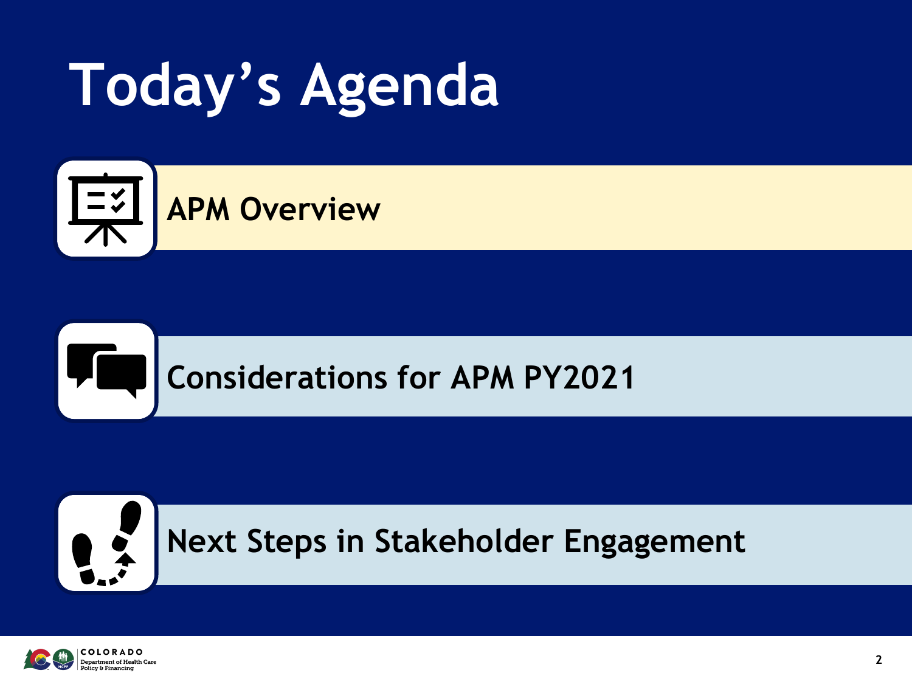# Today's Agenda

- **APM Overview**
- **Considerations for APM PY2021**
- **Next Steps in Stakeholder Engagement**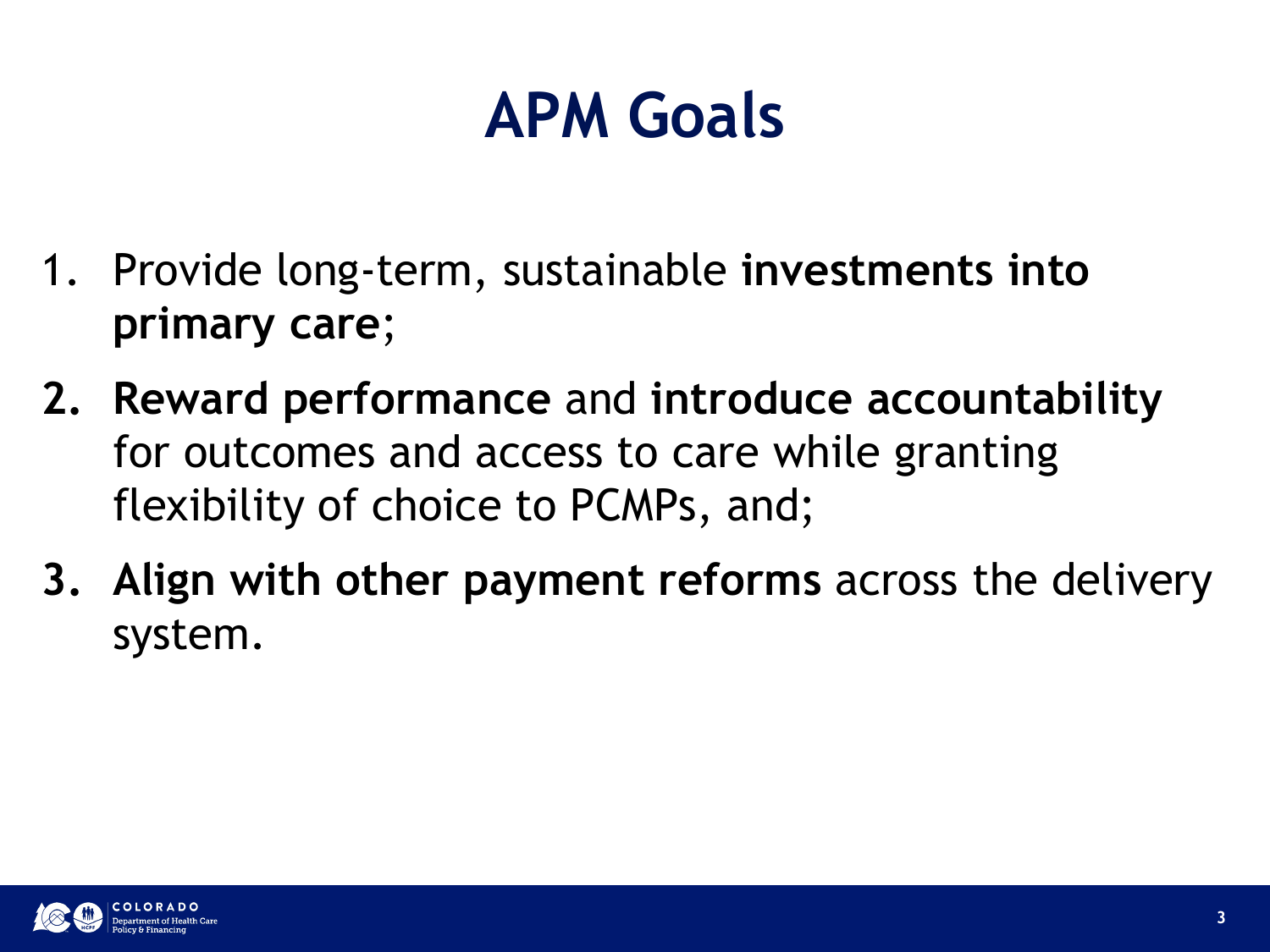# APM Goals

1. Provide long-term, sustainable **investments into primary care**;
2. **Reward performance** and **introduce accountability** for outcomes and access to care while granting flexibility of choice to PCMPs, and;
3. **Align with other payment reforms** across the delivery system.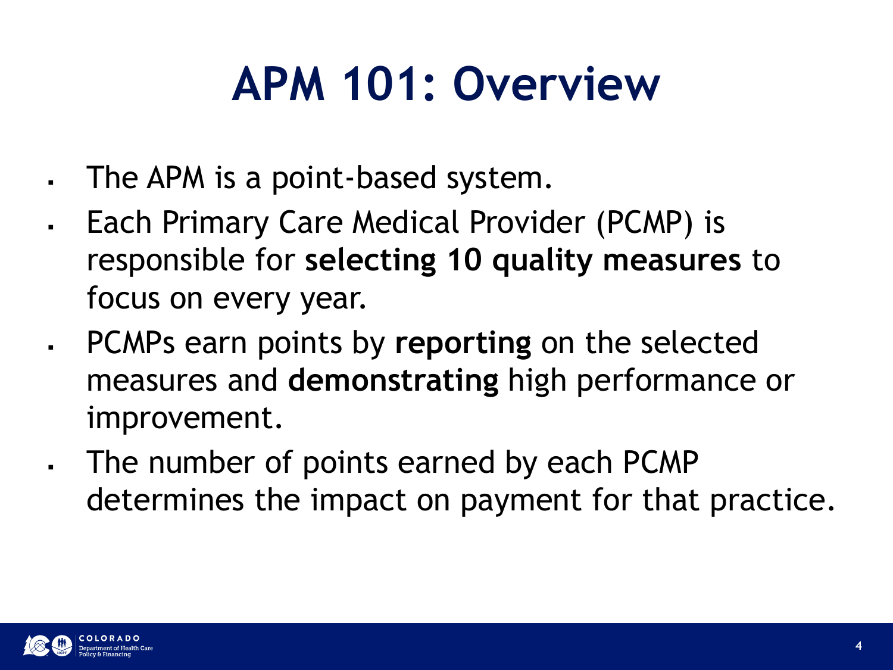# APM 101: Overview

- The APM is a point-based system.
- Each Primary Care Medical Provider (PCMP) is responsible for **selecting 10 quality measures** to focus on every year.
- PCMPs earn points by **reporting** on the selected measures and **demonstrating** high performance or improvement.
- The number of points earned by each PCMP determines the impact on payment for that practice.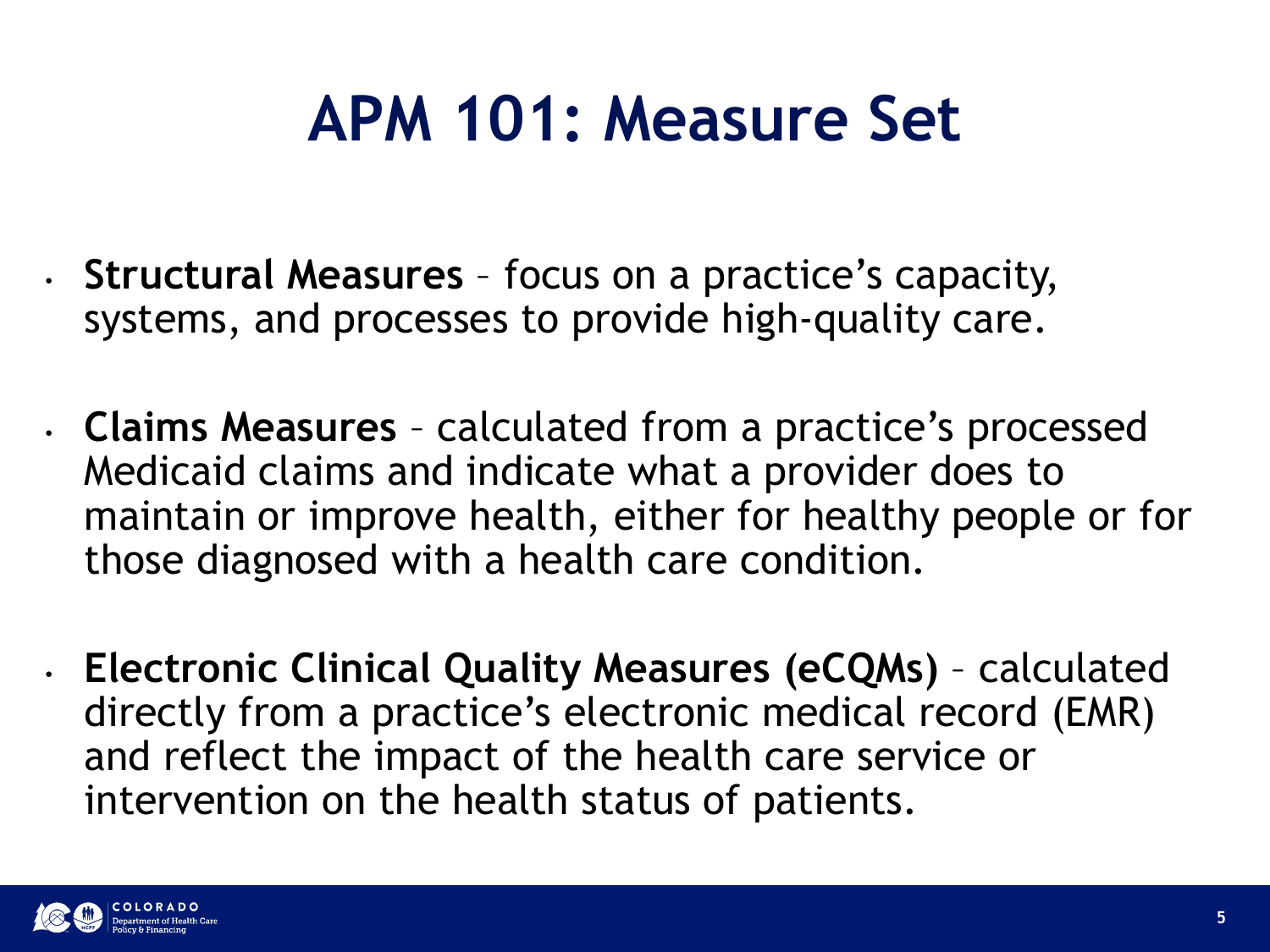# APM 101: Measure Set

- **Structural Measures** – focus on a practice's capacity, systems, and processes to provide high-quality care.
- **Claims Measures** – calculated from a practice's processed Medicaid claims and indicate what a provider does to maintain or improve health, either for healthy people or for those diagnosed with a health care condition.
- **Electronic Clinical Quality Measures (eCQMs)** – calculated directly from a practice's electronic medical record (EMR) and reflect the impact of the health care service or intervention on the health status of patients.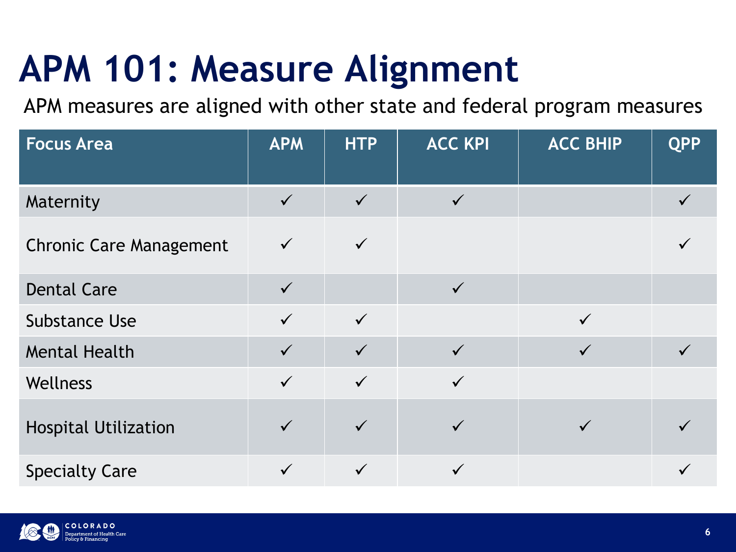# APM 101: Measure Alignment

APM measures are aligned with other state and federal program measures

| Focus Area | APM | HTP | ACC KPI | ACC BHIP | QPP |
|---|---|---|---|---|---|
| Maternity | ✓ | ✓ | ✓ | | ✓ |
| Chronic Care Management | ✓ | ✓ | | | ✓ |
| Dental Care | ✓ | | ✓ | | |
| Substance Use | ✓ | ✓ | | ✓ | |
| Mental Health | ✓ | ✓ | ✓ | ✓ | ✓ |
| Wellness | ✓ | ✓ | ✓ | | |
| Hospital Utilization | ✓ | ✓ | ✓ | ✓ | ✓ |
| Specialty Care | ✓ | ✓ | ✓ | | ✓ |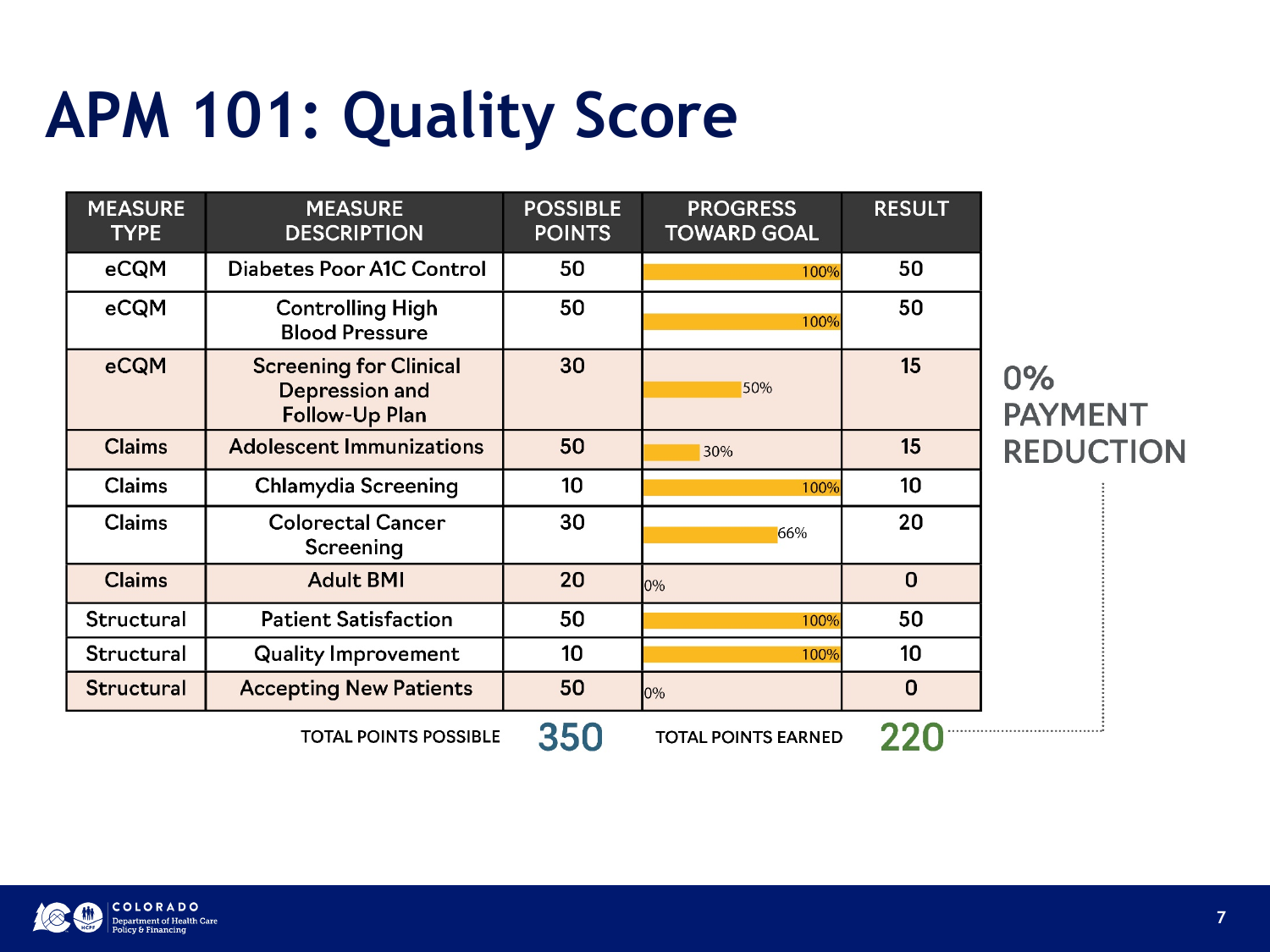# APM 101: Quality Score

| MEASURE TYPE | MEASURE DESCRIPTION | POSSIBLE POINTS | PROGRESS TOWARD GOAL | RESULT |
|---|---|---|---|---|
| eCQM | Diabetes Poor A1C Control | 50 | 100% | 50 |
| eCQM | Controlling High Blood Pressure | 50 | 100% | 50 |
| eCQM | Screening for Clinical Depression and Follow-Up Plan | 30 | 50% | 15 |
| Claims | Adolescent Immunizations | 50 | 30% | 15 |
| Claims | Chlamydia Screening | 10 | 100% | 10 |
| Claims | Colorectal Cancer Screening | 30 | 66% | 20 |
| Claims | Adult BMI | 20 | 0% | 0 |
| Structural | Patient Satisfaction | 50 | 100% | 50 |
| Structural | Quality Improvement | 10 | 100% | 10 |
| Structural | Accepting New Patients | 50 | 0% | 0 |
| | TOTAL POINTS POSSIBLE | 350 | TOTAL POINTS EARNED | 220 |

0% PAYMENT REDUCTION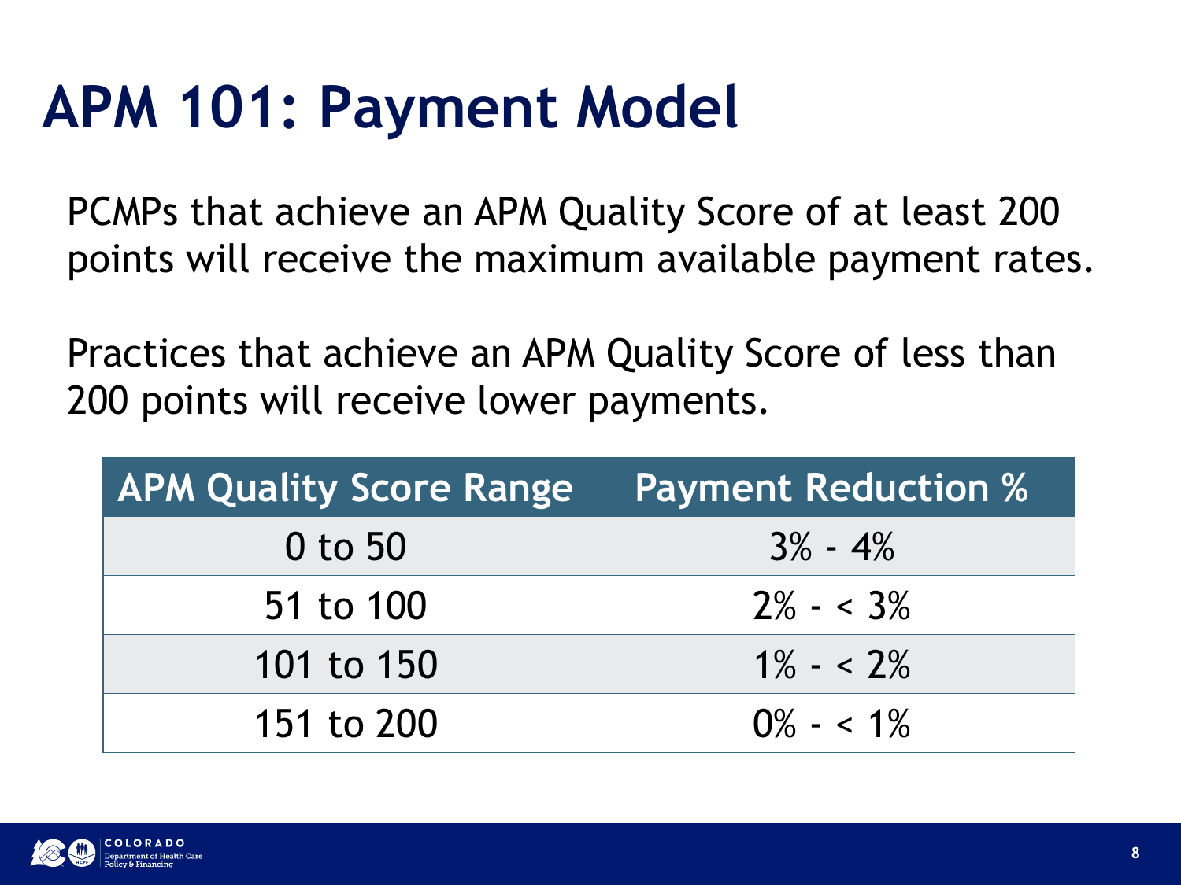# APM 101: Payment Model

PCMPs that achieve an APM Quality Score of at least 200 points will receive the maximum available payment rates.

Practices that achieve an APM Quality Score of less than 200 points will receive lower payments.

| APM Quality Score Range | Payment Reduction % |
|---|---|
| 0 to 50 | 3% - 4% |
| 51 to 100 | 2% - < 3% |
| 101 to 150 | 1% - < 2% |
| 151 to 200 | 0% - < 1% |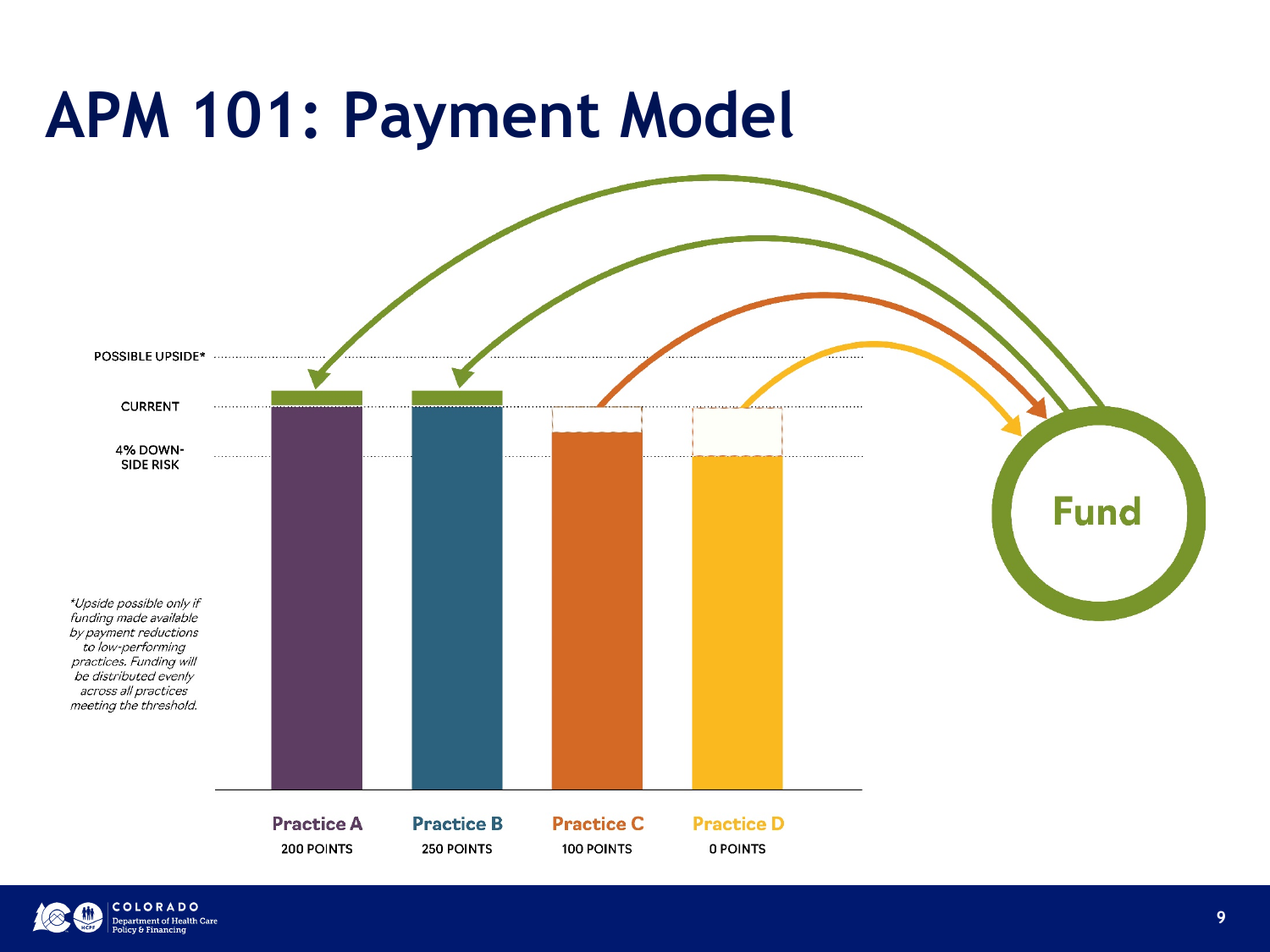# APM 101: Payment Model

POSSIBLE UPSIDE*

CURRENT

4% DOWN-SIDE RISK

*Upside possible only if funding made available by payment reductions to low-performing practices. Funding will be distributed evenly across all practices meeting the threshold.*

Fund

**Practice A**
200 POINTS

**Practice B**
250 POINTS

**Practice C**
100 POINTS

**Practice D**
0 POINTS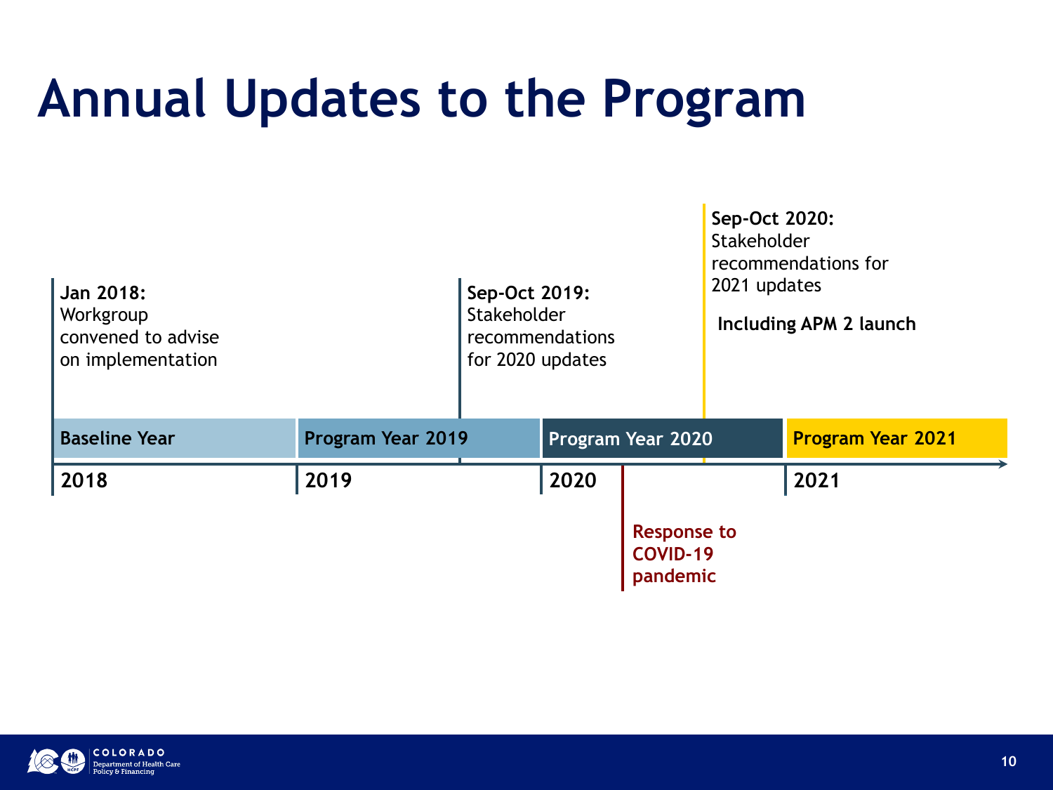# Annual Updates to the Program

**Jan 2018:** Workgroup convened to advise on implementation

**Sep-Oct 2019:** Stakeholder recommendations for 2020 updates

**Sep-Oct 2020:** Stakeholder recommendations for 2021 updates

**Including APM 2 launch**

| Baseline Year | Program Year 2019 | Program Year 2020 | Program Year 2021 |
|---|---|---|---|
| 2018 | 2019 | 2020 | 2021 |

**Response to COVID-19 pandemic**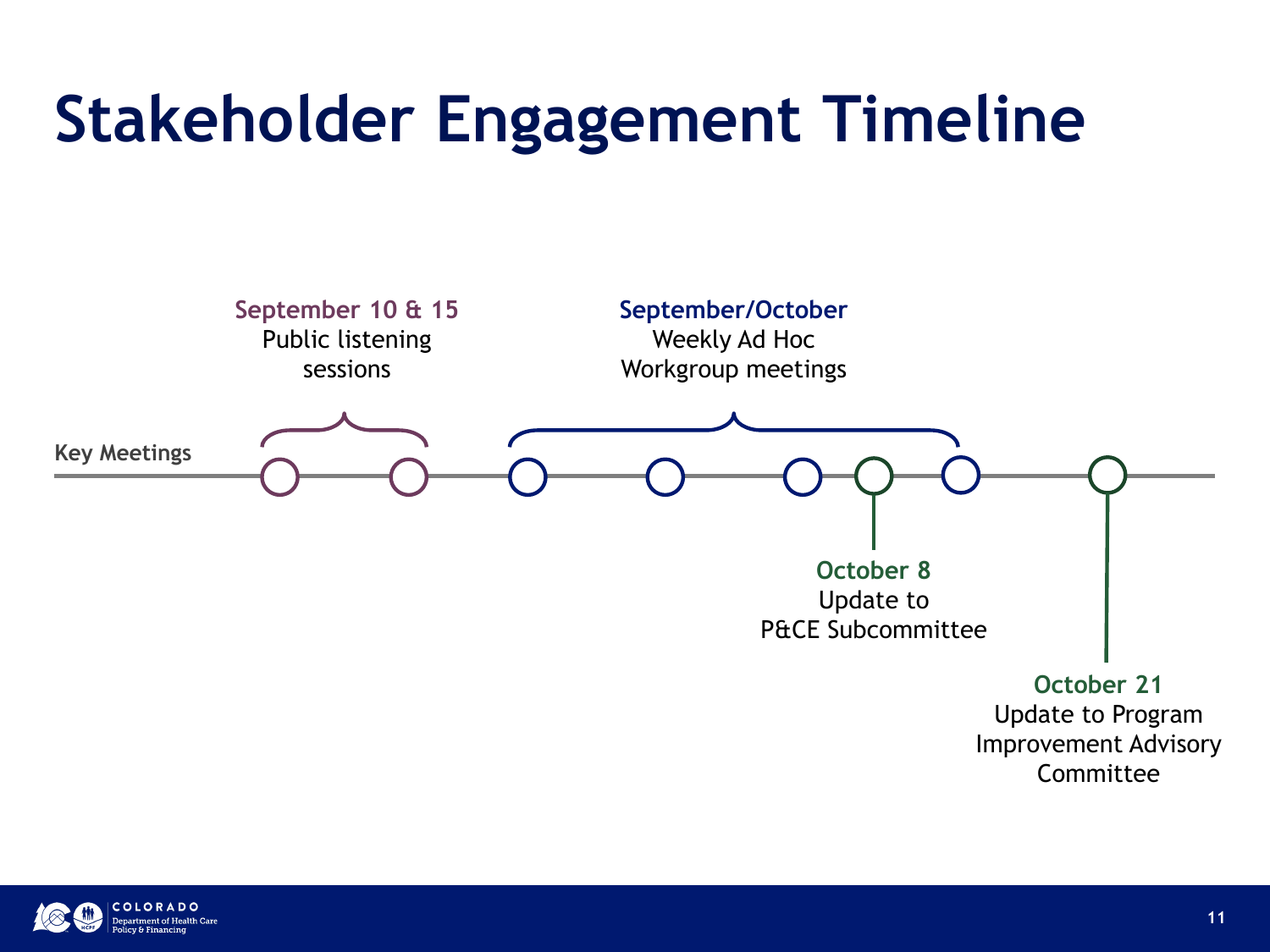# Stakeholder Engagement Timeline

**Key Meetings**

**September 10 & 15**
Public listening sessions

**September/October**
Weekly Ad Hoc Workgroup meetings

**October 8**
Update to P&CE Subcommittee

**October 21**
Update to Program Improvement Advisory Committee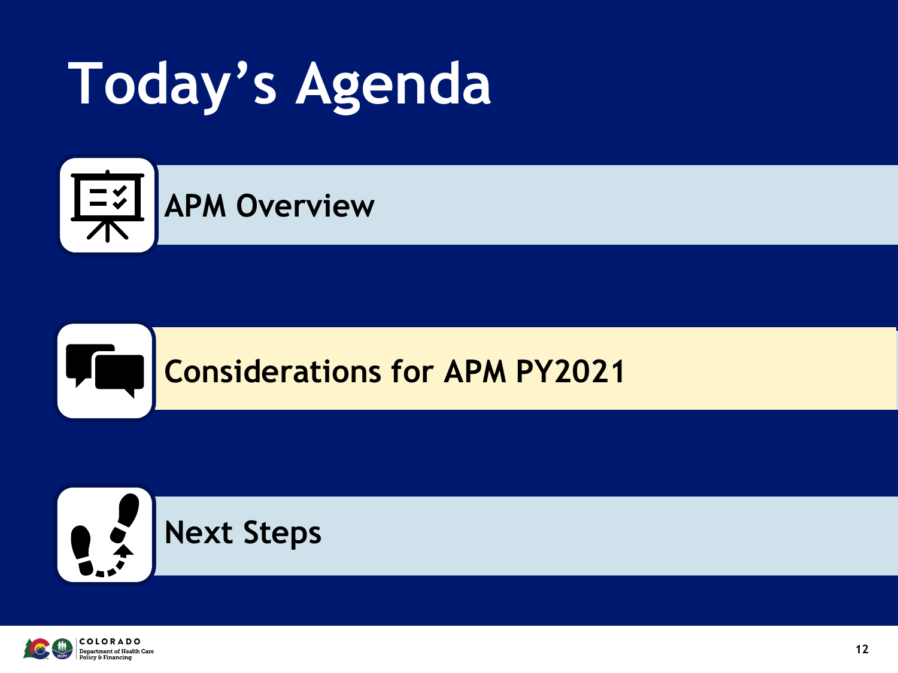# Today's Agenda

- APM Overview
- Considerations for APM PY2021
- Next Steps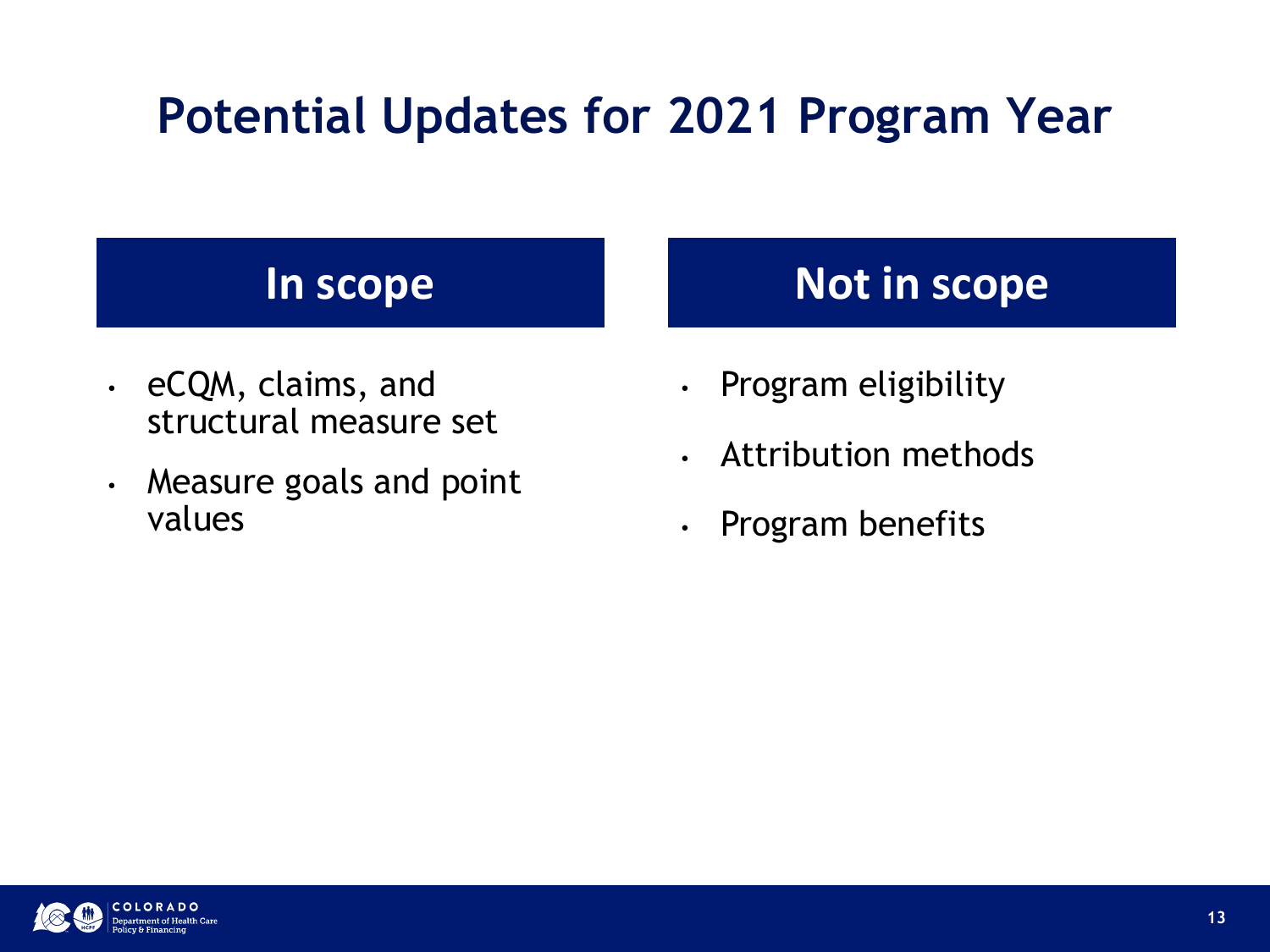# Potential Updates for 2021 Program Year

## In scope

- eCQM, claims, and structural measure set
- Measure goals and point values

## Not in scope

- Program eligibility
- Attribution methods
- Program benefits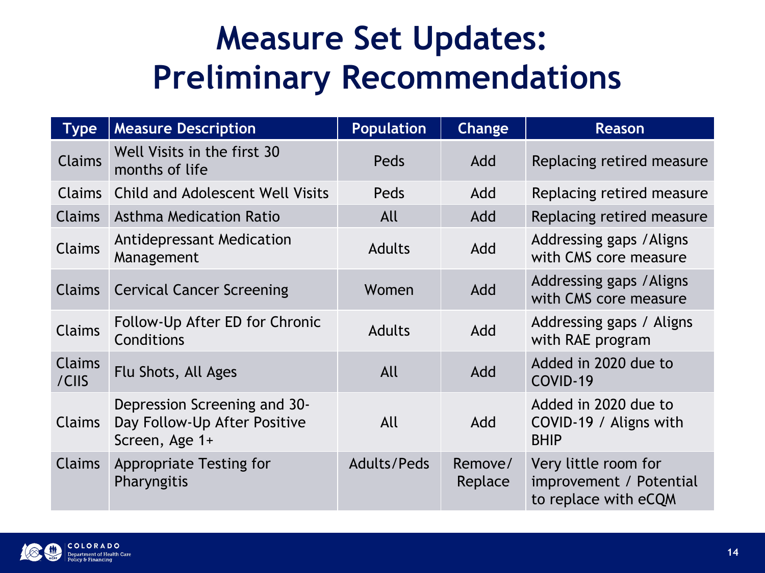# Measure Set Updates: Preliminary Recommendations

| Type | Measure Description | Population | Change | Reason |
|---|---|---|---|---|
| Claims | Well Visits in the first 30 months of life | Peds | Add | Replacing retired measure |
| Claims | Child and Adolescent Well Visits | Peds | Add | Replacing retired measure |
| Claims | Asthma Medication Ratio | All | Add | Replacing retired measure |
| Claims | Antidepressant Medication Management | Adults | Add | Addressing gaps /Aligns with CMS core measure |
| Claims | Cervical Cancer Screening | Women | Add | Addressing gaps /Aligns with CMS core measure |
| Claims | Follow-Up After ED for Chronic Conditions | Adults | Add | Addressing gaps / Aligns with RAE program |
| Claims /CIIS | Flu Shots, All Ages | All | Add | Added in 2020 due to COVID-19 |
| Claims | Depression Screening and 30-Day Follow-Up After Positive Screen, Age 1+ | All | Add | Added in 2020 due to COVID-19 / Aligns with BHIP |
| Claims | Appropriate Testing for Pharyngitis | Adults/Peds | Remove/ Replace | Very little room for improvement / Potential to replace with eCQM |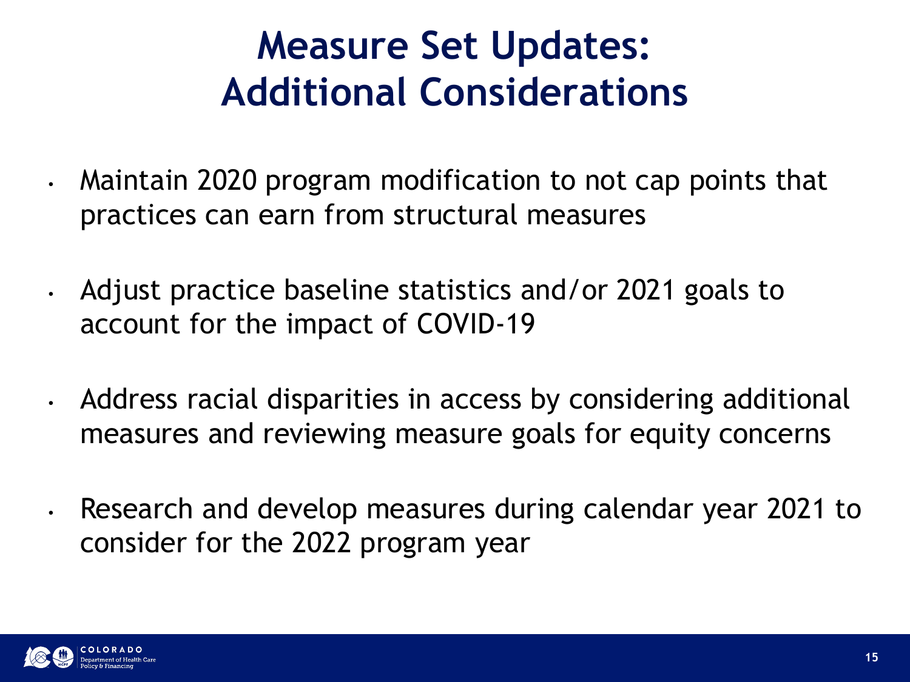# Measure Set Updates: Additional Considerations

- Maintain 2020 program modification to not cap points that practices can earn from structural measures
- Adjust practice baseline statistics and/or 2021 goals to account for the impact of COVID-19
- Address racial disparities in access by considering additional measures and reviewing measure goals for equity concerns
- Research and develop measures during calendar year 2021 to consider for the 2022 program year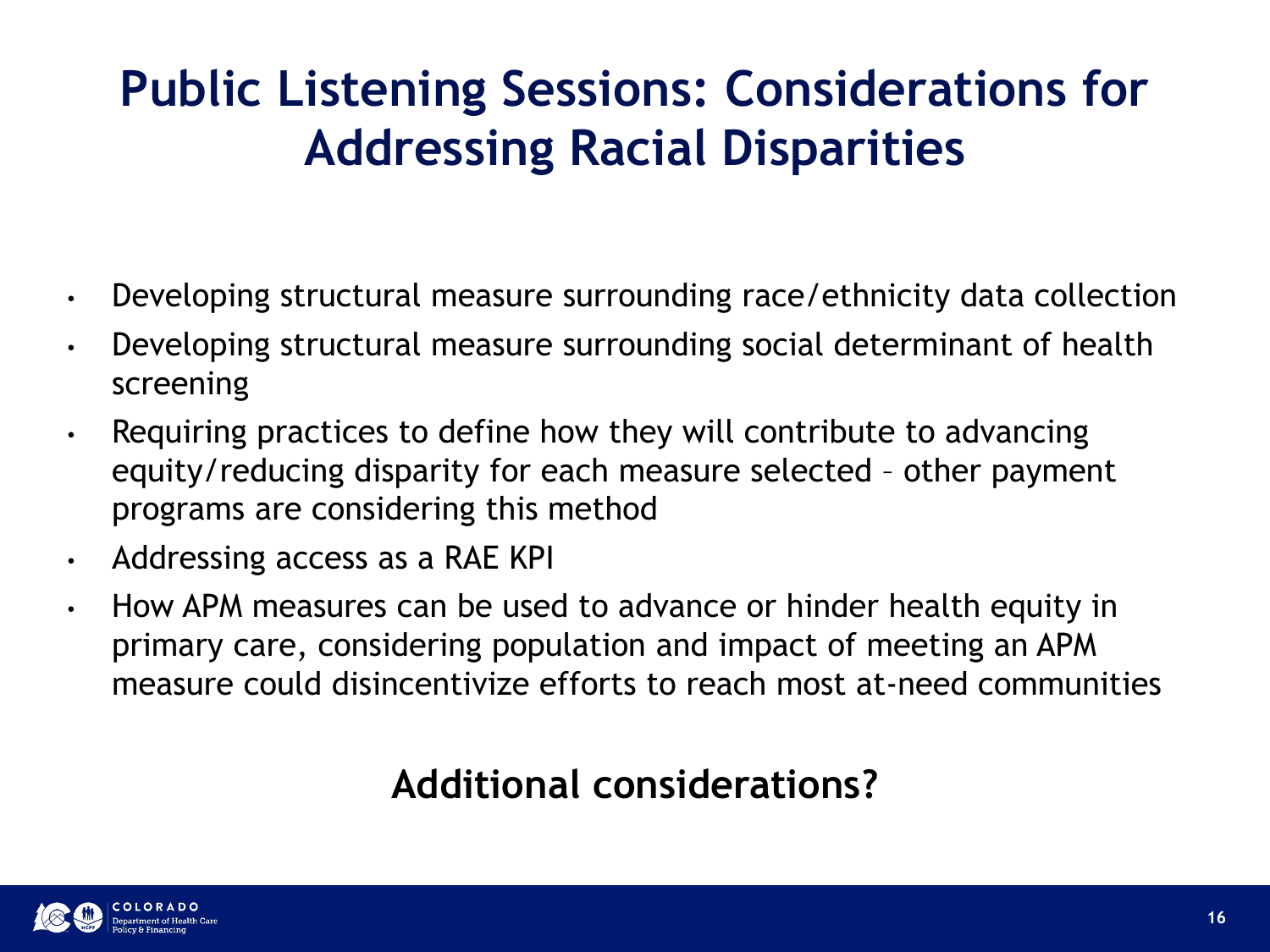# Public Listening Sessions: Considerations for Addressing Racial Disparities

- Developing structural measure surrounding race/ethnicity data collection
- Developing structural measure surrounding social determinant of health screening
- Requiring practices to define how they will contribute to advancing equity/reducing disparity for each measure selected – other payment programs are considering this method
- Addressing access as a RAE KPI
- How APM measures can be used to advance or hinder health equity in primary care, considering population and impact of meeting an APM measure could disincentivize efforts to reach most at-need communities

**Additional considerations?**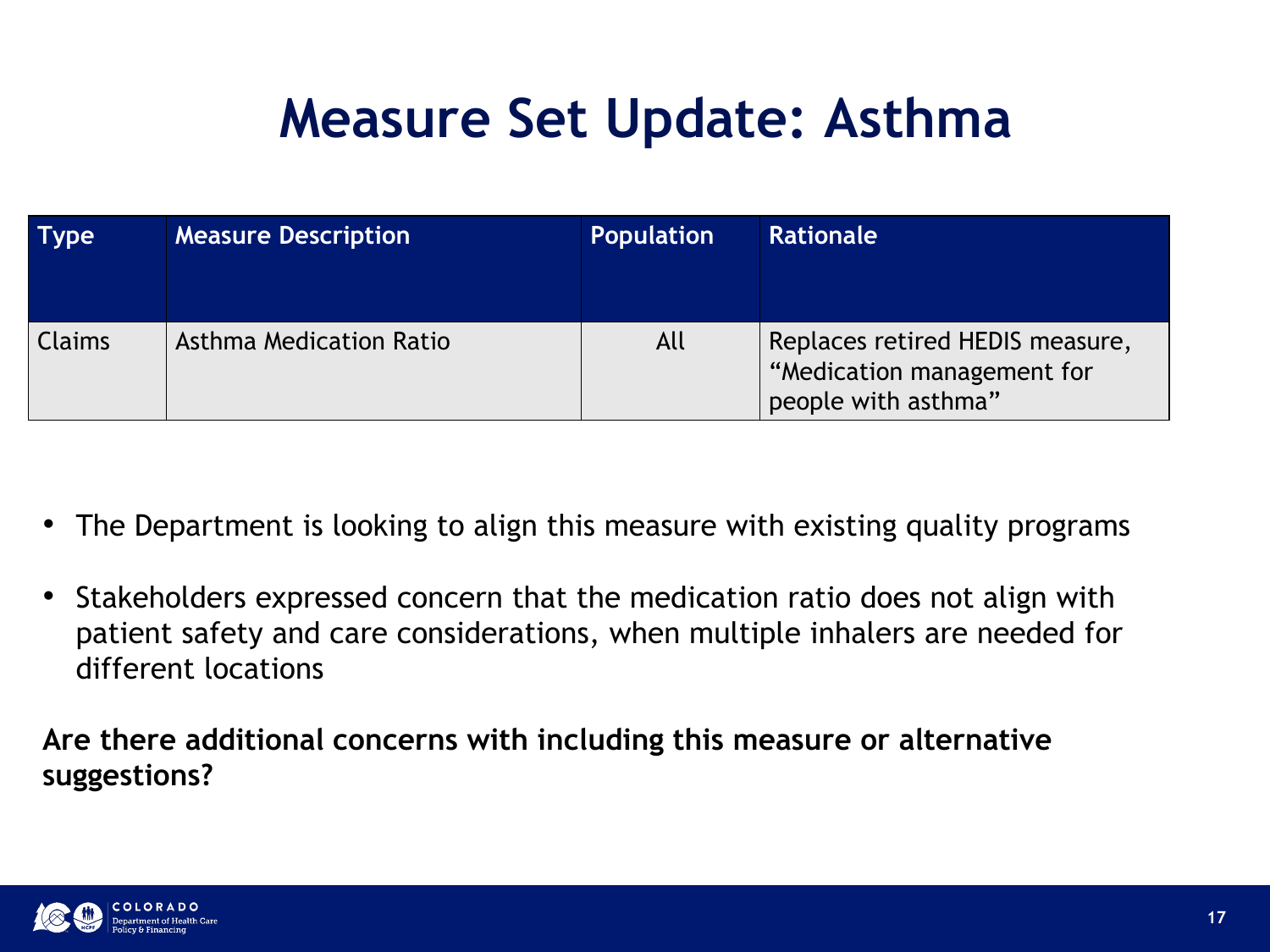# Measure Set Update: Asthma

| Type | Measure Description | Population | Rationale |
|---|---|---|---|
| Claims | Asthma Medication Ratio | All | Replaces retired HEDIS measure, “Medication management for people with asthma” |

- The Department is looking to align this measure with existing quality programs
- Stakeholders expressed concern that the medication ratio does not align with patient safety and care considerations, when multiple inhalers are needed for different locations

**Are there additional concerns with including this measure or alternative suggestions?**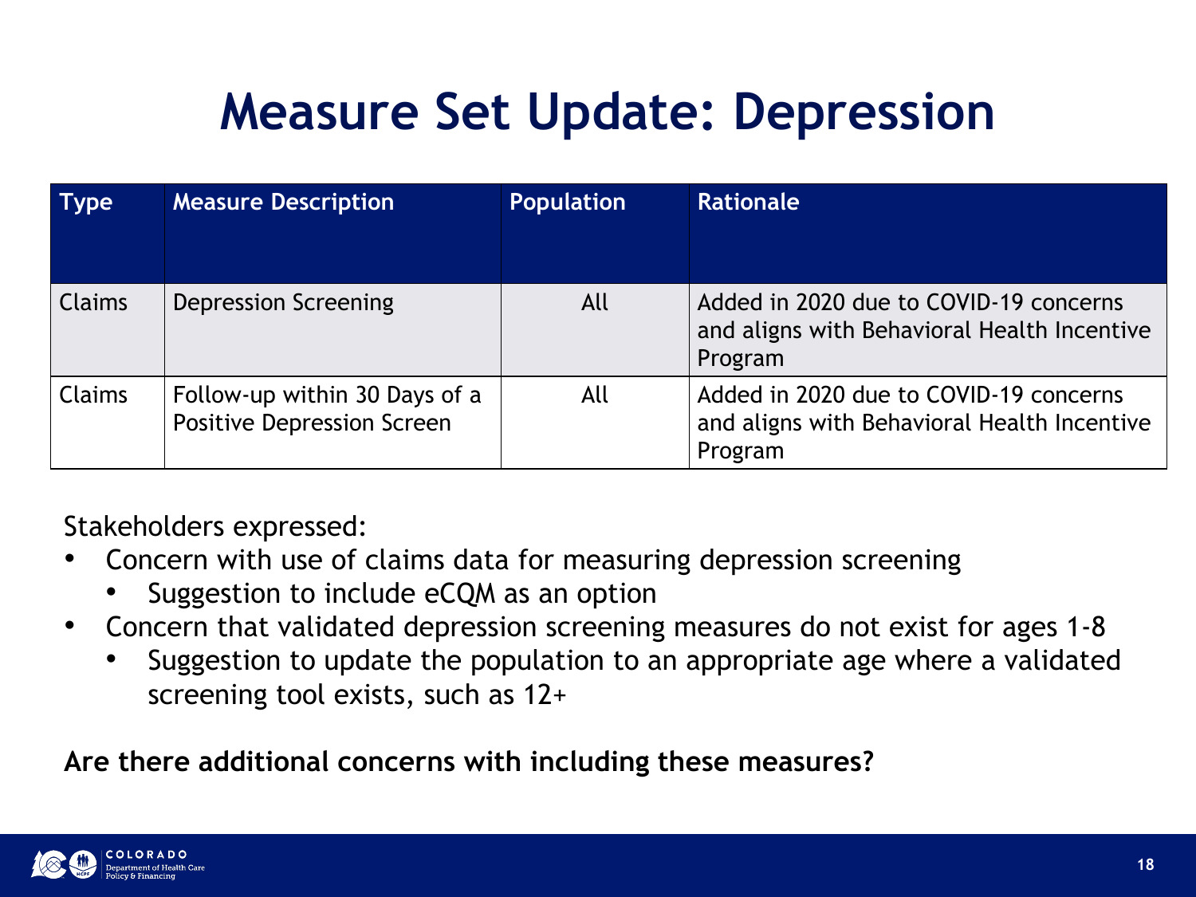# Measure Set Update: Depression

| Type | Measure Description | Population | Rationale |
| --- | --- | --- | --- |
| Claims | Depression Screening | All | Added in 2020 due to COVID-19 concerns and aligns with Behavioral Health Incentive Program |
| Claims | Follow-up within 30 Days of a Positive Depression Screen | All | Added in 2020 due to COVID-19 concerns and aligns with Behavioral Health Incentive Program |

Stakeholders expressed:

- Concern with use of claims data for measuring depression screening
  - Suggestion to include eCQM as an option
- Concern that validated depression screening measures do not exist for ages 1-8
  - Suggestion to update the population to an appropriate age where a validated screening tool exists, such as 12+

**Are there additional concerns with including these measures?**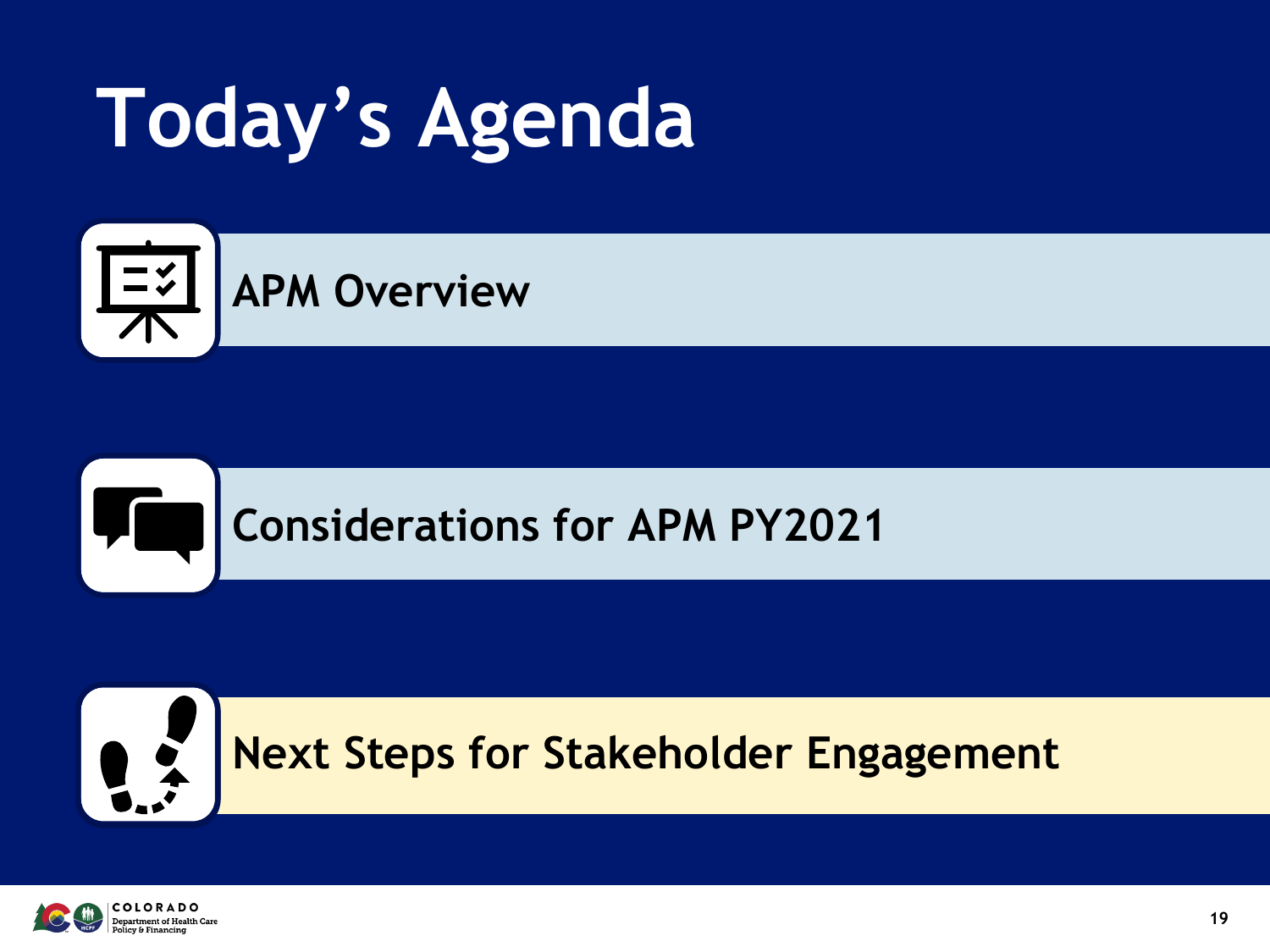# Today's Agenda

- APM Overview
- Considerations for APM PY2021
- Next Steps for Stakeholder Engagement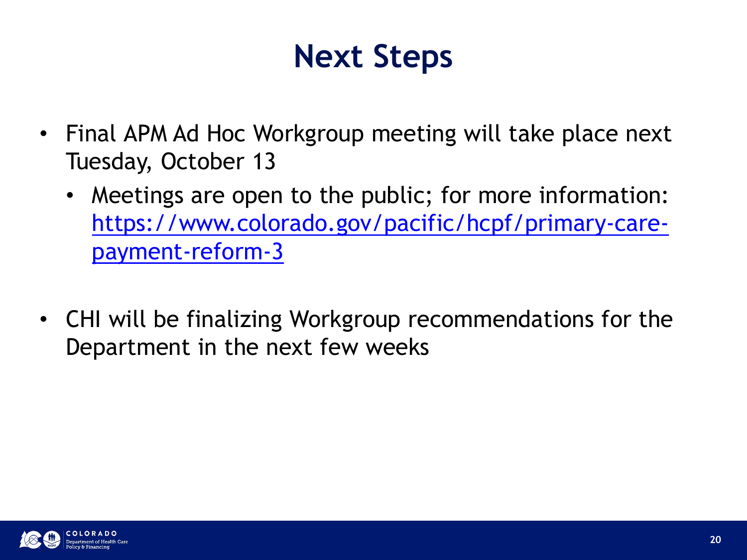# Next Steps

- Final APM Ad Hoc Workgroup meeting will take place next Tuesday, October 13
  - Meetings are open to the public; for more information: [https://www.colorado.gov/pacific/hcpf/primary-care-payment-reform-3](https://www.colorado.gov/pacific/hcpf/primary-care-payment-reform-3)
- CHI will be finalizing Workgroup recommendations for the Department in the next few weeks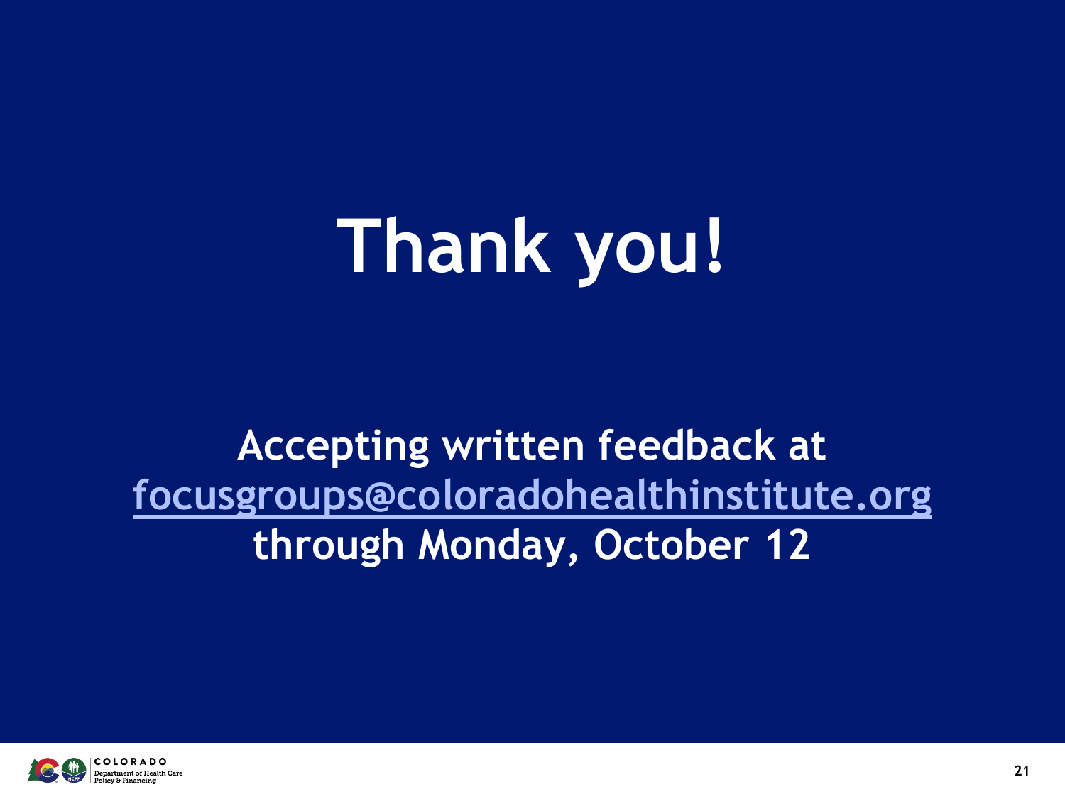# Thank you!

**Accepting written feedback at**
**[focusgroups@coloradohealthinstitute.org](mailto:focusgroups@coloradohealthinstitute.org)**
**through Monday, October 12**

COLORADO
Department of Health Care Policy & Financing